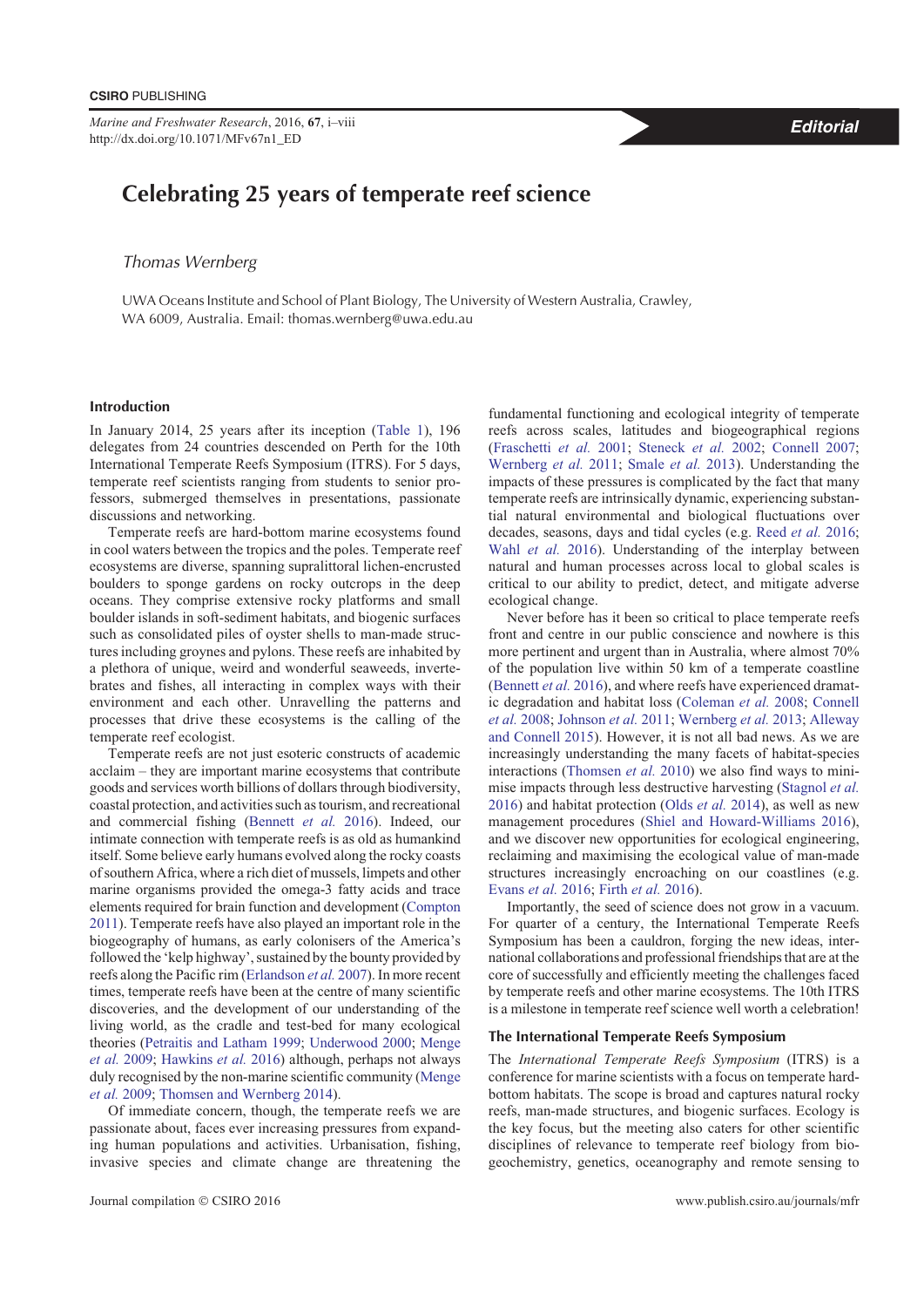# Celebrating 25 years of temperate reef science

*Thomas Wernberg*

UWA Oceans Institute and School of Plant Biology, The University of Western Australia, Crawley, WA 6009, Australia. Email: thomas.wernberg@uwa.edu.au

## Introduction

In January 2014, 25 years after its inception (Table 1), 196 delegates from 24 countries descended on Perth for the 10th International Temperate Reefs Symposium (ITRS). For 5 days, temperate reef scientists ranging from students to senior professors, submerged themselves in presentations, passionate discussions and networking.

Temperate reefs are hard-bottom marine ecosystems found in cool waters between the tropics and the poles. Temperate reef ecosystems are diverse, spanning supralittoral lichen-encrusted boulders to sponge gardens on rocky outcrops in the deep oceans. They comprise extensive rocky platforms and small boulder islands in soft-sediment habitats, and biogenic surfaces such as consolidated piles of oyster shells to man-made structures including groynes and pylons. These reefs are inhabited by a plethora of unique, weird and wonderful seaweeds, invertebrates and fishes, all interacting in complex ways with their environment and each other. Unravelling the patterns and processes that drive these ecosystems is the calling of the temperate reef ecologist.

Temperate reefs are not just esoteric constructs of academic acclaim – they are important marine ecosystems that contribute goods and services worth billions of dollars through biodiversity, coastal protection, and activities such as tourism, and recreational and commercial fishing (Bennett *et al.* 2016). Indeed, our intimate connection with temperate reefs is as old as humankind itself. Some believe early humans evolved along the rocky coasts of southern Africa, where a rich diet of mussels, limpets and other marine organisms provided the omega-3 fatty acids and trace elements required for brain function and development (Compton 2011). Temperate reefs have also played an important role in the biogeography of humans, as early colonisers of the America's followed the 'kelp highway', sustained by the bounty provided by reefs along the Pacific rim (Erlandson *et al.* 2007). In more recent times, temperate reefs have been at the centre of many scientific discoveries, and the development of our understanding of the living world, as the cradle and test-bed for many ecological theories (Petraitis and Latham 1999; Underwood 2000; Menge *et al.* 2009; Hawkins *et al.* 2016) although, perhaps not always duly recognised by the non-marine scientific community (Menge *et al.* 2009; Thomsen and Wernberg 2014).

Of immediate concern, though, the temperate reefs we are passionate about, faces ever increasing pressures from expanding human populations and activities. Urbanisation, fishing, invasive species and climate change are threatening the fundamental functioning and ecological integrity of temperate reefs across scales, latitudes and biogeographical regions (Fraschetti *et al.* 2001; Steneck *et al.* 2002; Connell 2007; Wernberg *et al.* 2011; Smale *et al.* 2013). Understanding the impacts of these pressures is complicated by the fact that many temperate reefs are intrinsically dynamic, experiencing substantial natural environmental and biological fluctuations over decades, seasons, days and tidal cycles (e.g. Reed *et al.* 2016; Wahl *et al.* 2016). Understanding of the interplay between natural and human processes across local to global scales is critical to our ability to predict, detect, and mitigate adverse ecological change.

Never before has it been so critical to place temperate reefs front and centre in our public conscience and nowhere is this more pertinent and urgent than in Australia, where almost 70% of the population live within 50 km of a temperate coastline (Bennett *et al.* 2016), and where reefs have experienced dramatic degradation and habitat loss (Coleman *et al.* 2008; Connell *et al.* 2008; Johnson *et al.* 2011; Wernberg *et al.* 2013; Alleway and Connell 2015). However, it is not all bad news. As we are increasingly understanding the many facets of habitat-species interactions (Thomsen *et al.* 2010) we also find ways to minimise impacts through less destructive harvesting (Stagnol *et al.* 2016) and habitat protection (Olds *et al.* 2014), as well as new management procedures (Shiel and Howard-Williams 2016), and we discover new opportunities for ecological engineering, reclaiming and maximising the ecological value of man-made structures increasingly encroaching on our coastlines (e.g. Evans *et al.* 2016; Firth *et al.* 2016).

Importantly, the seed of science does not grow in a vacuum. For quarter of a century, the International Temperate Reefs Symposium has been a cauldron, forging the new ideas, international collaborations and professional friendships that are at the core of successfully and efficiently meeting the challenges faced by temperate reefs and other marine ecosystems. The 10th ITRS is a milestone in temperate reef science well worth a celebration!

## The International Temperate Reefs Symposium

The *International Temperate Reefs Symposium* (ITRS) is a conference for marine scientists with a focus on temperate hard-bottom habitats. The scope is broad and captures natural rocky reefs, man-made structures, and biogenic surfaces. Ecology is the key focus, but the meeting also caters for other scientific disciplines of relevance to temperate reef biology from biogeochemistry, genetics, oceanography and remote sensing to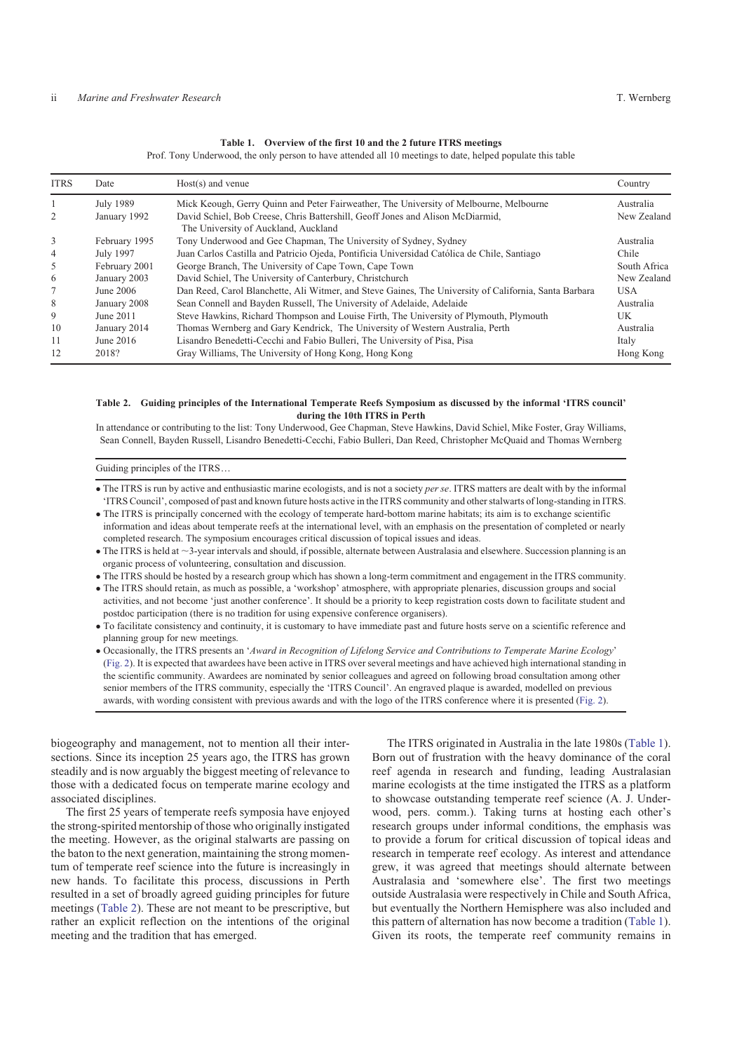**Table 1. Overview of the first 10 and the 2 future ITRS meetings**

Prof. Tony Underwood, the only person to have attended all 10 meetings to date, helped populate this table

| ITRS | Date | Host(s) and venue | Country |
|---|---|---|---|
| 1 | July 1989 | Mick Keough, Gerry Quinn and Peter Fairweather, The University of Melbourne, Melbourne | Australia |
| 2 | January 1992 | David Schiel, Bob Creese, Chris Battershill, Geoff Jones and Alison McDiarmid, The University of Auckland, Auckland | New Zealand |
| 3 | February 1995 | Tony Underwood and Gee Chapman, The University of Sydney, Sydney | Australia |
| 4 | July 1997 | Juan Carlos Castilla and Patricio Ojeda, Pontificia Universidad Católica de Chile, Santiago | Chile |
| 5 | February 2001 | George Branch, The University of Cape Town, Cape Town | South Africa |
| 6 | January 2003 | David Schiel, The University of Canterbury, Christchurch | New Zealand |
| 7 | June 2006 | Dan Reed, Carol Blanchette, Ali Witmer, and Steve Gaines, The University of California, Santa Barbara | USA |
| 8 | January 2008 | Sean Connell and Bayden Russell, The University of Adelaide, Adelaide | Australia |
| 9 | June 2011 | Steve Hawkins, Richard Thompson and Louise Firth, The University of Plymouth, Plymouth | UK |
| 10 | January 2014 | Thomas Wernberg and Gary Kendrick, The University of Western Australia, Perth | Australia |
| 11 | June 2016 | Lisandro Benedetti-Cecchi and Fabio Bulleri, The University of Pisa, Pisa | Italy |
| 12 | 2018? | Gray Williams, The University of Hong Kong, Hong Kong | Hong Kong |

**Table 2. Guiding principles of the International Temperate Reefs Symposium as discussed by the informal 'ITRS council' during the 10th ITRS in Perth**

In attendance or contributing to the list: Tony Underwood, Gee Chapman, Steve Hawkins, David Schiel, Mike Foster, Gray Williams, Sean Connell, Bayden Russell, Lisandro Benedetti-Cecchi, Fabio Bulleri, Dan Reed, Christopher McQuaid and Thomas Wernberg

Guiding principles of the ITRS…

- The ITRS is run by active and enthusiastic marine ecologists, and is not a society *per se*. ITRS matters are dealt with by the informal 'ITRS Council', composed of past and known future hosts active in the ITRS community and other stalwarts of long-standing in ITRS.
- The ITRS is principally concerned with the ecology of temperate hard-bottom marine habitats; its aim is to exchange scientific information and ideas about temperate reefs at the international level, with an emphasis on the presentation of completed or nearly completed research. The symposium encourages critical discussion of topical issues and ideas.
- The ITRS is held at ~3-year intervals and should, if possible, alternate between Australasia and elsewhere. Succession planning is an organic process of volunteering, consultation and discussion.
- The ITRS should be hosted by a research group which has shown a long-term commitment and engagement in the ITRS community.
- The ITRS should retain, as much as possible, a 'workshop' atmosphere, with appropriate plenaries, discussion groups and social activities, and not become 'just another conference'. It should be a priority to keep registration costs down to facilitate student and postdoc participation (there is no tradition for using expensive conference organisers).
- To facilitate consistency and continuity, it is customary to have immediate past and future hosts serve on a scientific reference and planning group for new meetings.
- Occasionally, the ITRS presents an '*Award in Recognition of Lifelong Service and Contributions to Temperate Marine Ecology*' (Fig. 2). It is expected that awardees have been active in ITRS over several meetings and have achieved high international standing in the scientific community. Awardees are nominated by senior colleagues and agreed on following broad consultation among other senior members of the ITRS community, especially the 'ITRS Council'. An engraved plaque is awarded, modelled on previous awards, with wording consistent with previous awards and with the logo of the ITRS conference where it is presented (Fig. 2).

biogeography and management, not to mention all their intersections. Since its inception 25 years ago, the ITRS has grown steadily and is now arguably the biggest meeting of relevance to those with a dedicated focus on temperate marine ecology and associated disciplines.

The first 25 years of temperate reefs symposia have enjoyed the strong-spirited mentorship of those who originally instigated the meeting. However, as the original stalwarts are passing on the baton to the next generation, maintaining the strong momentum of temperate reef science into the future is increasingly in new hands. To facilitate this process, discussions in Perth resulted in a set of broadly agreed guiding principles for future meetings (Table 2). These are not meant to be prescriptive, but rather an explicit reflection on the intentions of the original meeting and the tradition that has emerged.

The ITRS originated in Australia in the late 1980s (Table 1). Born out of frustration with the heavy dominance of the coral reef agenda in research and funding, leading Australasian marine ecologists at the time instigated the ITRS as a platform to showcase outstanding temperate reef science (A. J. Underwood, pers. comm.). Taking turns at hosting each other's research groups under informal conditions, the emphasis was to provide a forum for critical discussion of topical ideas and research in temperate reef ecology. As interest and attendance grew, it was agreed that meetings should alternate between Australasia and 'somewhere else'. The first two meetings outside Australasia were respectively in Chile and South Africa, but eventually the Northern Hemisphere was also included and this pattern of alternation has now become a tradition (Table 1). Given its roots, the temperate reef community remains in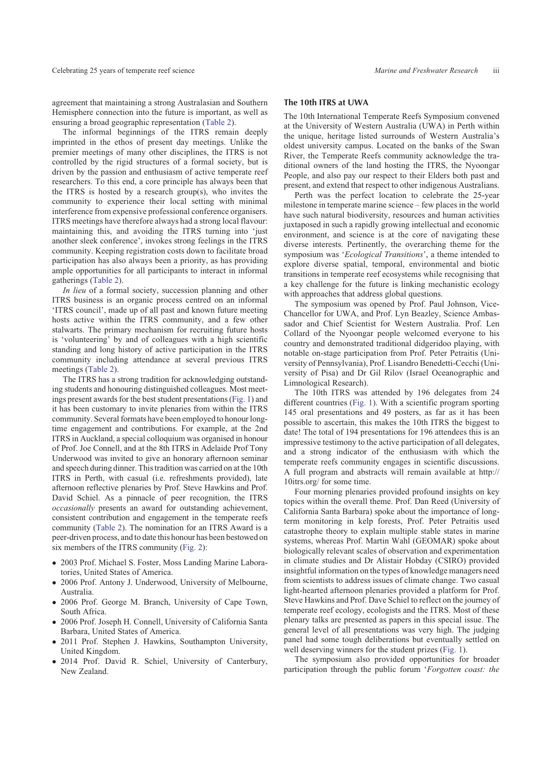agreement that maintaining a strong Australasian and Southern Hemisphere connection into the future is important, as well as ensuring a broad geographic representation (Table 2).

The informal beginnings of the ITRS remain deeply imprinted in the ethos of present day meetings. Unlike the premier meetings of many other disciplines, the ITRS is not controlled by the rigid structures of a formal society, but is driven by the passion and enthusiasm of active temperate reef researchers. To this end, a core principle has always been that the ITRS is hosted by a research group(s), who invites the community to experience their local setting with minimal interference from expensive professional conference organisers. ITRS meetings have therefore always had a strong local flavour: maintaining this, and avoiding the ITRS turning into 'just another sleek conference', invokes strong feelings in the ITRS community. Keeping registration costs down to facilitate broad participation has also always been a priority, as has providing ample opportunities for all participants to interact in informal gatherings (Table 2).

*In lieu* of a formal society, succession planning and other ITRS business is an organic process centred on an informal 'ITRS council', made up of all past and known future meeting hosts active within the ITRS community, and a few other stalwarts. The primary mechanism for recruiting future hosts is 'volunteering' by and of colleagues with a high scientific standing and long history of active participation in the ITRS community including attendance at several previous ITRS meetings (Table 2).

The ITRS has a strong tradition for acknowledging outstanding students and honouring distinguished colleagues. Most meetings present awards for the best student presentations (Fig. 1) and it has been customary to invite plenaries from within the ITRS community. Several formats have been employed to honour long-time engagement and contributions. For example, at the 2nd ITRS in Auckland, a special colloquium was organised in honour of Prof. Joe Connell, and at the 8th ITRS in Adelaide Prof Tony Underwood was invited to give an honorary afternoon seminar and speech during dinner. This tradition was carried on at the 10th ITRS in Perth, with casual (i.e. refreshments provided), late afternoon reflective plenaries by Prof. Steve Hawkins and Prof. David Schiel. As a pinnacle of peer recognition, the ITRS *occasionally* presents an award for outstanding achievement, consistent contribution and engagement in the temperate reefs community (Table 2). The nomination for an ITRS Award is a peer-driven process, and to date this honour has been bestowed on six members of the ITRS community (Fig. 2):

- 2003 Prof. Michael S. Foster, Moss Landing Marine Laboratories, United States of America.
- 2006 Prof. Antony J. Underwood, University of Melbourne, Australia.
- 2006 Prof. George M. Branch, University of Cape Town, South Africa.
- 2006 Prof. Joseph H. Connell, University of California Santa Barbara, United States of America.
- 2011 Prof. Stephen J. Hawkins, Southampton University, United Kingdom.
- 2014 Prof. David R. Schiel, University of Canterbury, New Zealand.

## The 10th ITRS at UWA

The 10th International Temperate Reefs Symposium convened at the University of Western Australia (UWA) in Perth within the unique, heritage listed surrounds of Western Australia's oldest university campus. Located on the banks of the Swan River, the Temperate Reefs community acknowledge the traditional owners of the land hosting the ITRS, the Nyoongar People, and also pay our respect to their Elders both past and present, and extend that respect to other indigenous Australians.

Perth was the perfect location to celebrate the 25-year milestone in temperate marine science – few places in the world have such natural biodiversity, resources and human activities juxtaposed in such a rapidly growing intellectual and economic environment, and science is at the core of navigating these diverse interests. Pertinently, the overarching theme for the symposium was '*Ecological Transitions*', a theme intended to explore diverse spatial, temporal, environmental and biotic transitions in temperate reef ecosystems while recognising that a key challenge for the future is linking mechanistic ecology with approaches that address global questions.

The symposium was opened by Prof. Paul Johnson, Vice-Chancellor for UWA, and Prof. Lyn Beazley, Science Ambassador and Chief Scientist for Western Australia. Prof. Len Collard of the Nyoongar people welcomed everyone to his country and demonstrated traditional didgeridoo playing, with notable on-stage participation from Prof. Peter Petraitis (University of Pennsylvania), Prof. Lisandro Benedetti-Cecchi (University of Pisa) and Dr Gil Rilov (Israel Oceanographic and Limnological Research).

The 10th ITRS was attended by 196 delegates from 24 different countries (Fig. 1). With a scientific program sporting 145 oral presentations and 49 posters, as far as it has been possible to ascertain, this makes the 10th ITRS the biggest to date! The total of 194 presentations for 196 attendees this is an impressive testimony to the active participation of all delegates, and a strong indicator of the enthusiasm with which the temperate reefs community engages in scientific discussions. A full program and abstracts will remain available at http://10itrs.org/ for some time.

Four morning plenaries provided profound insights on key topics within the overall theme. Prof. Dan Reed (University of California Santa Barbara) spoke about the importance of long-term monitoring in kelp forests, Prof. Peter Petraitis used catastrophe theory to explain multiple stable states in marine systems, whereas Prof. Martin Wahl (GEOMAR) spoke about biologically relevant scales of observation and experimentation in climate studies and Dr Alistair Hobday (CSIRO) provided insightful information on the types of knowledge managers need from scientists to address issues of climate change. Two casual light-hearted afternoon plenaries provided a platform for Prof. Steve Hawkins and Prof. Dave Schiel to reflect on the journey of temperate reef ecology, ecologists and the ITRS. Most of these plenary talks are presented as papers in this special issue. The general level of all presentations was very high. The judging panel had some tough deliberations but eventually settled on well deserving winners for the student prizes (Fig. 1).

The symposium also provided opportunities for broader participation through the public forum '*Forgotten coast: the*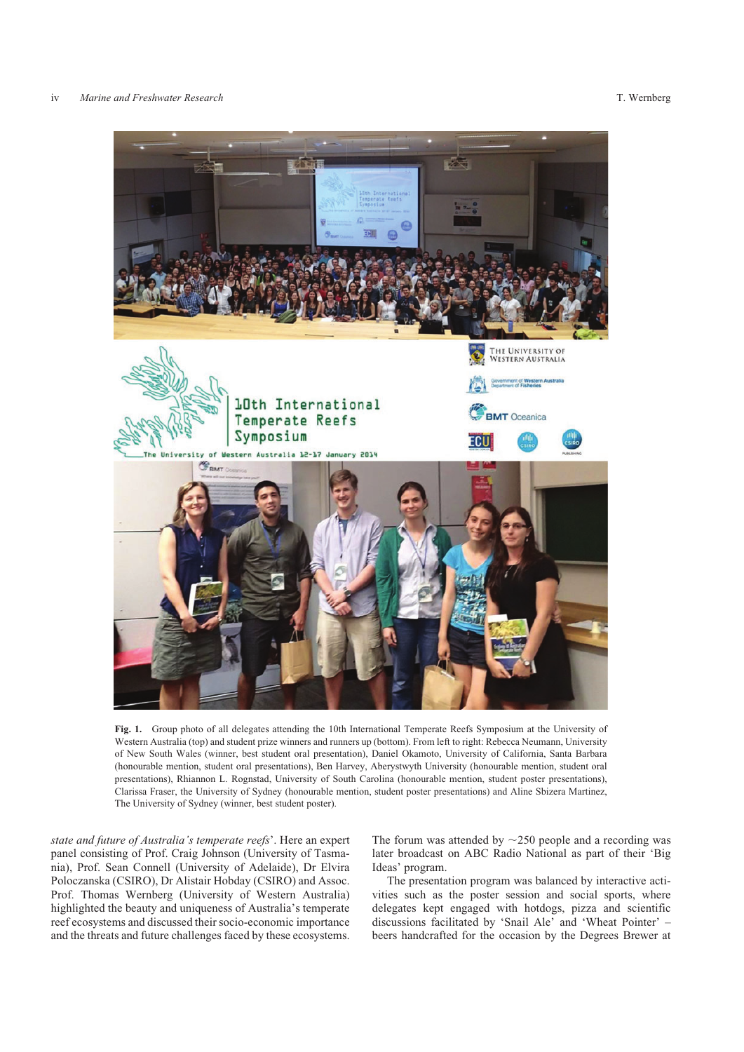**Fig. 1.** Group photo of all delegates attending the 10th International Temperate Reefs Symposium at the University of Western Australia (top) and student prize winners and runners up (bottom). From left to right: Rebecca Neumann, University of New South Wales (winner, best student oral presentation), Daniel Okamoto, University of California, Santa Barbara (honourable mention, student oral presentations), Ben Harvey, Aberystwyth University (honourable mention, student oral presentations), Rhiannon L. Rognstad, University of South Carolina (honourable mention, student poster presentations), Clarissa Fraser, the University of Sydney (honourable mention, student poster presentations) and Aline Sbizera Martinez, The University of Sydney (winner, best student poster).

*state and future of Australia's temperate reefs*'. Here an expert panel consisting of Prof. Craig Johnson (University of Tasmania), Prof. Sean Connell (University of Adelaide), Dr Elvira Poloczanska (CSIRO), Dr Alistair Hobday (CSIRO) and Assoc. Prof. Thomas Wernberg (University of Western Australia) highlighted the beauty and uniqueness of Australia's temperate reef ecosystems and discussed their socio-economic importance and the threats and future challenges faced by these ecosystems. The forum was attended by ~250 people and a recording was later broadcast on ABC Radio National as part of their 'Big Ideas' program.

The presentation program was balanced by interactive activities such as the poster session and social sports, where delegates kept engaged with hotdogs, pizza and scientific discussions facilitated by 'Snail Ale' and 'Wheat Pointer' – beers handcrafted for the occasion by the Degrees Brewer at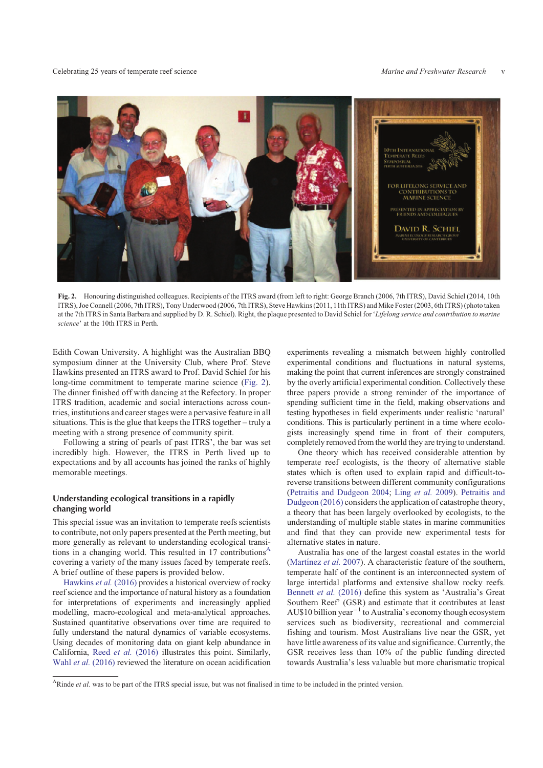**Fig. 2.** Honouring distinguished colleagues. Recipients of the ITRS award (from left to right: George Branch (2006, 7th ITRS), David Schiel (2014, 10th ITRS), Joe Connell (2006, 7th ITRS), Tony Underwood (2006, 7th ITRS), Steve Hawkins (2011, 11th ITRS) and Mike Foster (2003, 6th ITRS) (photo taken at the 7th ITRS in Santa Barbara and supplied by D. R. Schiel). Right, the plaque presented to David Schiel for '*Lifelong service and contribution to marine science*' at the 10th ITRS in Perth.

Edith Cowan University. A highlight was the Australian BBQ symposium dinner at the University Club, where Prof. Steve Hawkins presented an ITRS award to Prof. David Schiel for his long-time commitment to temperate marine science (Fig. 2). The dinner finished off with dancing at the Refectory. In proper ITRS tradition, academic and social interactions across countries, institutions and career stages were a pervasive feature in all situations. This is the glue that keeps the ITRS together – truly a meeting with a strong presence of community spirit.

Following a string of pearls of past ITRS', the bar was set incredibly high. However, the ITRS in Perth lived up to expectations and by all accounts has joined the ranks of highly memorable meetings.

## Understanding ecological transitions in a rapidly changing world

This special issue was an invitation to temperate reefs scientists to contribute, not only papers presented at the Perth meeting, but more generally as relevant to understanding ecological transitions in a changing world. This resulted in 17 contributions[A] covering a variety of the many issues faced by temperate reefs. A brief outline of these papers is provided below.

Hawkins *et al.* (2016) provides a historical overview of rocky reef science and the importance of natural history as a foundation for interpretations of experiments and increasingly applied modelling, macro-ecological and meta-analytical approaches. Sustained quantitative observations over time are required to fully understand the natural dynamics of variable ecosystems. Using decades of monitoring data on giant kelp abundance in California, Reed *et al.* (2016) illustrates this point. Similarly, Wahl *et al.* (2016) reviewed the literature on ocean acidification experiments revealing a mismatch between highly controlled experimental conditions and fluctuations in natural systems, making the point that current inferences are strongly constrained by the overly artificial experimental condition. Collectively these three papers provide a strong reminder of the importance of spending sufficient time in the field, making observations and testing hypotheses in field experiments under realistic 'natural' conditions. This is particularly pertinent in a time where ecologists increasingly spend time in front of their computers, completely removed from the world they are trying to understand.

One theory which has received considerable attention by temperate reef ecologists, is the theory of alternative stable states which is often used to explain rapid and difficult-to-reverse transitions between different community configurations (Petraitis and Dudgeon 2004; Ling *et al.* 2009). Petraitis and Dudgeon (2016) considers the application of catastrophe theory, a theory that has been largely overlooked by ecologists, to the understanding of multiple stable states in marine communities and find that they can provide new experimental tests for alternative states in nature.

Australia has one of the largest coastal estates in the world (Martinez *et al.* 2007). A characteristic feature of the southern, temperate half of the continent is an interconnected system of large intertidal platforms and extensive shallow rocky reefs. Bennett *et al.* (2016) define this system as 'Australia's Great Southern Reef' (GSR) and estimate that it contributes at least AU\$10 billion year$^{-1}$ to Australia's economy though ecosystem services such as biodiversity, recreational and commercial fishing and tourism. Most Australians live near the GSR, yet have little awareness of its value and significance. Currently, the GSR receives less than 10% of the public funding directed towards Australia's less valuable but more charismatic tropical

[A]Rinde *et al.* was to be part of the ITRS special issue, but was not finalised in time to be included in the printed version.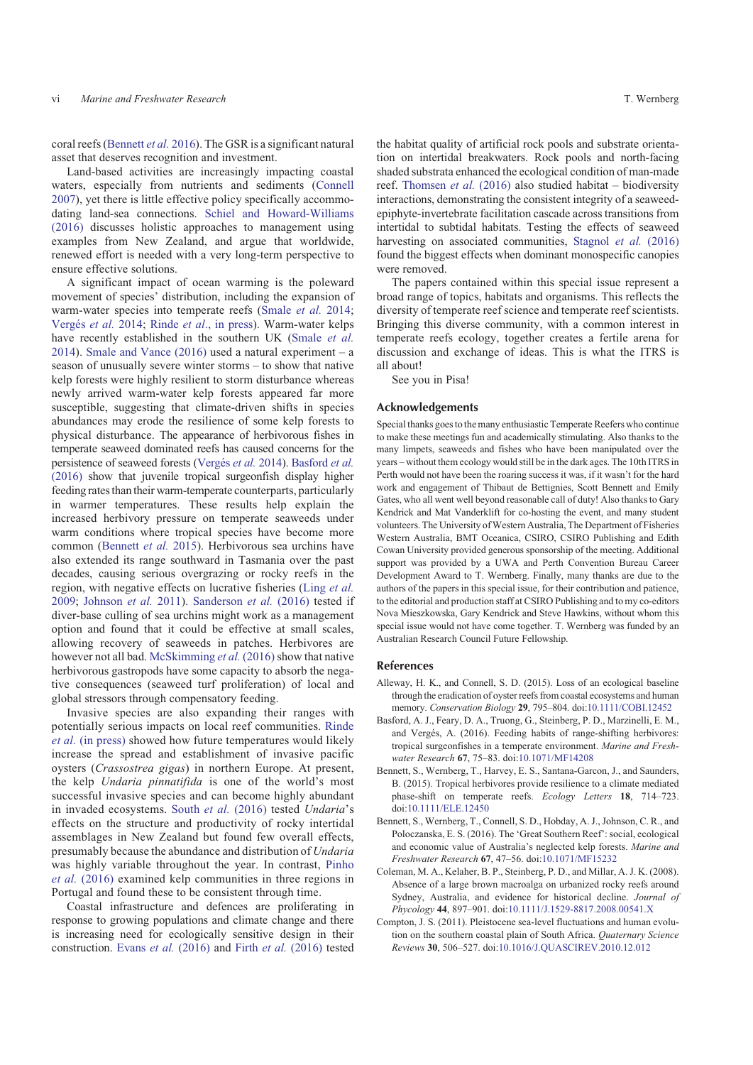coral reefs (Bennett *et al.* 2016). The GSR is a significant natural asset that deserves recognition and investment.

Land-based activities are increasingly impacting coastal waters, especially from nutrients and sediments (Connell 2007), yet there is little effective policy specifically accommodating land-sea connections. Schiel and Howard-Williams (2016) discusses holistic approaches to management using examples from New Zealand, and argue that worldwide, renewed effort is needed with a very long-term perspective to ensure effective solutions.

A significant impact of ocean warming is the poleward movement of species' distribution, including the expansion of warm-water species into temperate reefs (Smale *et al.* 2014; Vergés *et al.* 2014; Rinde *et al.*, in press). Warm-water kelps have recently established in the southern UK (Smale *et al.* 2014). Smale and Vance (2016) used a natural experiment – a season of unusually severe winter storms – to show that native kelp forests were highly resilient to storm disturbance whereas newly arrived warm-water kelp forests appeared far more susceptible, suggesting that climate-driven shifts in species abundances may erode the resilience of some kelp forests to physical disturbance. The appearance of herbivorous fishes in temperate seaweed dominated reefs has caused concerns for the persistence of seaweed forests (Vergés *et al.* 2014). Basford *et al.* (2016) show that juvenile tropical surgeonfish display higher feeding rates than their warm-temperate counterparts, particularly in warmer temperatures. These results help explain the increased herbivory pressure on temperate seaweeds under warm conditions where tropical species have become more common (Bennett *et al.* 2015). Herbivorous sea urchins have also extended its range southward in Tasmania over the past decades, causing serious overgrazing or rocky reefs in the region, with negative effects on lucrative fisheries (Ling *et al.* 2009; Johnson *et al.* 2011). Sanderson *et al.* (2016) tested if diver-base culling of sea urchins might work as a management option and found that it could be effective at small scales, allowing recovery of seaweeds in patches. Herbivores are however not all bad. McSkimming *et al.* (2016) show that native herbivorous gastropods have some capacity to absorb the negative consequences (seaweed turf proliferation) of local and global stressors through compensatory feeding.

Invasive species are also expanding their ranges with potentially serious impacts on local reef communities. Rinde *et al.* (in press) showed how future temperatures would likely increase the spread and establishment of invasive pacific oysters (*Crassostrea gigas*) in northern Europe. At present, the kelp *Undaria pinnatifida* is one of the world's most successful invasive species and can become highly abundant in invaded ecosystems. South *et al.* (2016) tested *Undaria*'s effects on the structure and productivity of rocky intertidal assemblages in New Zealand but found few overall effects, presumably because the abundance and distribution of *Undaria* was highly variable throughout the year. In contrast, Pinho *et al.* (2016) examined kelp communities in three regions in Portugal and found these to be consistent through time.

Coastal infrastructure and defences are proliferating in response to growing populations and climate change and there is increasing need for ecologically sensitive design in their construction. Evans *et al.* (2016) and Firth *et al.* (2016) tested the habitat quality of artificial rock pools and substrate orientation on intertidal breakwaters. Rock pools and north-facing shaded substrata enhanced the ecological condition of man-made reef. Thomsen *et al.* (2016) also studied habitat – biodiversity interactions, demonstrating the consistent integrity of a seaweed-epiphyte-invertebrate facilitation cascade across transitions from intertidal to subtidal habitats. Testing the effects of seaweed harvesting on associated communities, Stagnol *et al.* (2016) found the biggest effects when dominant monospecific canopies were removed.

The papers contained within this special issue represent a broad range of topics, habitats and organisms. This reflects the diversity of temperate reef science and temperate reef scientists. Bringing this diverse community, with a common interest in temperate reefs ecology, together creates a fertile arena for discussion and exchange of ideas. This is what the ITRS is all about!

See you in Pisa!

## Acknowledgements

Special thanks goes to the many enthusiastic Temperate Reefers who continue to make these meetings fun and academically stimulating. Also thanks to the many limpets, seaweeds and fishes who have been manipulated over the years – without them ecology would still be in the dark ages. The 10th ITRS in Perth would not have been the roaring success it was, if it wasn't for the hard work and engagement of Thibaut de Bettignies, Scott Bennett and Emily Gates, who all went well beyond reasonable call of duty! Also thanks to Gary Kendrick and Mat Vanderklift for co-hosting the event, and many student volunteers. The University of Western Australia, The Department of Fisheries Western Australia, BMT Oceanica, CSIRO, CSIRO Publishing and Edith Cowan University provided generous sponsorship of the meeting. Additional support was provided by a UWA and Perth Convention Bureau Career Development Award to T. Wernberg. Finally, many thanks are due to the authors of the papers in this special issue, for their contribution and patience, to the editorial and production staff at CSIRO Publishing and to my co-editors Nova Mieszkowska, Gary Kendrick and Steve Hawkins, without whom this special issue would not have come together. T. Wernberg was funded by an Australian Research Council Future Fellowship.

## References

Alleway, H. K., and Connell, S. D. (2015). Loss of an ecological baseline through the eradication of oyster reefs from coastal ecosystems and human memory. *Conservation Biology* **29**, 795–804. doi:10.1111/COBI.12452

Basford, A. J., Feary, D. A., Truong, G., Steinberg, P. D., Marzinelli, E. M., and Vergés, A. (2016). Feeding habits of range-shifting herbivores: tropical surgeonfishes in a temperate environment. *Marine and Freshwater Research* **67**, 75–83. doi:10.1071/MF14208

Bennett, S., Wernberg, T., Harvey, E. S., Santana-Garcon, J., and Saunders, B. (2015). Tropical herbivores provide resilience to a climate mediated phase-shift on temperate reefs. *Ecology Letters* **18**, 714–723. doi:10.1111/ELE.12450

Bennett, S., Wernberg, T., Connell, S. D., Hobday, A. J., Johnson, C. R., and Poloczanska, E. S. (2016). The 'Great Southern Reef': social, ecological and economic value of Australia's neglected kelp forests. *Marine and Freshwater Research* **67**, 47–56. doi:10.1071/MF15232

Coleman, M. A., Kelaher, B. P., Steinberg, P. D., and Millar, A. J. K. (2008). Absence of a large brown macroalga on urbanized rocky reefs around Sydney, Australia, and evidence for historical decline. *Journal of Phycology* **44**, 897–901. doi:10.1111/J.1529-8817.2008.00541.X

Compton, J. S. (2011). Pleistocene sea-level fluctuations and human evolution on the southern coastal plain of South Africa. *Quaternary Science Reviews* **30**, 506–527. doi:10.1016/J.QUASCIREV.2010.12.012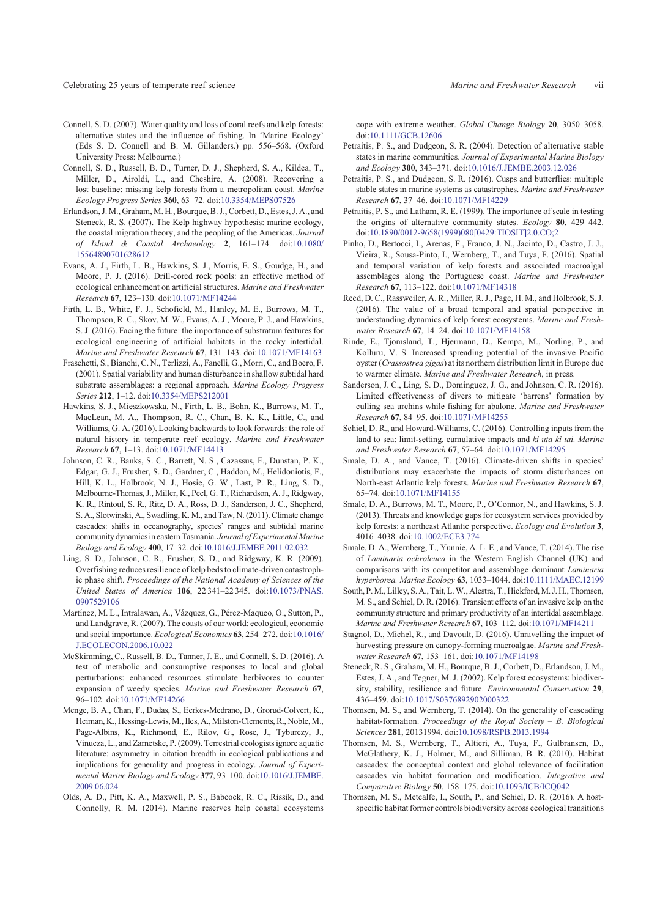Connell, S. D. (2007). Water quality and loss of coral reefs and kelp forests: alternative states and the influence of fishing. In 'Marine Ecology' (Eds S. D. Connell and B. M. Gillanders.) pp. 556–568. (Oxford University Press: Melbourne.)

Connell, S. D., Russell, B. D., Turner, D. J., Shepherd, S. A., Kildea, T., Miller, D., Airoldi, L., and Cheshire, A. (2008). Recovering a lost baseline: missing kelp forests from a metropolitan coast. *Marine Ecology Progress Series* **360**, 63–72. doi:10.3354/MEPS07526

Erlandson, J. M., Graham, M. H., Bourque, B. J., Corbett, D., Estes, J. A., and Steneck, R. S. (2007). The Kelp highway hypothesis: marine ecology, the coastal migration theory, and the peopling of the Americas. *Journal of Island & Coastal Archaeology* **2**, 161–174. doi:10.1080/15564890701628612

Evans, A. J., Firth, L. B., Hawkins, S. J., Morris, E. S., Goudge, H., and Moore, P. J. (2016). Drill-cored rock pools: an effective method of ecological enhancement on artificial structures. *Marine and Freshwater Research* **67**, 123–130. doi:10.1071/MF14244

Firth, L. B., White, F. J., Schofield, M., Hanley, M. E., Burrows, M. T., Thompson, R. C., Skov, M. W., Evans, A. J., Moore, P. J., and Hawkins, S. J. (2016). Facing the future: the importance of substratum features for ecological engineering of artificial habitats in the rocky intertidal. *Marine and Freshwater Research* **67**, 131–143. doi:10.1071/MF14163

Fraschetti, S., Bianchi, C. N., Terlizzi, A., Fanelli, G., Morri, C., and Boero, F. (2001). Spatial variability and human disturbance in shallow subtidal hard substrate assemblages: a regional approach. *Marine Ecology Progress Series* **212**, 1–12. doi:10.3354/MEPS212001

Hawkins, S. J., Mieszkowska, N., Firth, L. B., Bohn, K., Burrows, M. T., MacLean, M. A., Thompson, R. C., Chan, B. K. K., Little, C., and Williams, G. A. (2016). Looking backwards to look forwards: the role of natural history in temperate reef ecology. *Marine and Freshwater Research* **67**, 1–13. doi:10.1071/MF14413

Johnson, C. R., Banks, S. C., Barrett, N. S., Cazassus, F., Dunstan, P. K., Edgar, G. J., Frusher, S. D., Gardner, C., Haddon, M., Helidoniotis, F., Hill, K. L., Holbrook, N. J., Hosie, G. W., Last, P. R., Ling, S. D., Melbourne-Thomas, J., Miller, K., Pecl, G. T., Richardson, A. J., Ridgway, K. R., Rintoul, S. R., Ritz, D. A., Ross, D. J., Sanderson, J. C., Shepherd, S. A., Slotwinski, A., Swadling, K. M., and Taw, N. (2011). Climate change cascades: shifts in oceanography, species' ranges and subtidal marine community dynamics in eastern Tasmania. *Journal of Experimental Marine Biology and Ecology* **400**, 17–32. doi:10.1016/J.JEMBE.2011.02.032

Ling, S. D., Johnson, C. R., Frusher, S. D., and Ridgway, K. R. (2009). Overfishing reduces resilience of kelp beds to climate-driven catastrophic phase shift. *Proceedings of the National Academy of Sciences of the United States of America* **106**, 22 341–22 345. doi:10.1073/PNAS.0907529106

Martínez, M. L., Intralawan, A., Vázquez, G., Pérez-Maqueo, O., Sutton, P., and Landgrave, R. (2007). The coasts of our world: ecological, economic and social importance. *Ecological Economics* **63**, 254–272. doi:10.1016/J.ECOLECON.2006.10.022

McSkimming, C., Russell, B. D., Tanner, J. E., and Connell, S. D. (2016). A test of metabolic and consumptive responses to local and global perturbations: enhanced resources stimulate herbivores to counter expansion of weedy species. *Marine and Freshwater Research* **67**, 96–102. doi:10.1071/MF14266

Menge, B. A., Chan, F., Dudas, S., Eerkes-Medrano, D., Grorud-Colvert, K., Heiman, K., Hessing-Lewis, M., Iles, A., Milston-Clements, R., Noble, M., Page-Albins, K., Richmond, E., Rilov, G., Rose, J., Tyburczy, J., Vinueza, L., and Zarnetske, P. (2009). Terrestrial ecologists ignore aquatic literature: asymmetry in citation breadth in ecological publications and implications for generality and progress in ecology. *Journal of Experimental Marine Biology and Ecology* **377**, 93–100. doi:10.1016/J.JEMBE.2009.06.024

Olds, A. D., Pitt, K. A., Maxwell, P. S., Babcock, R. C., Rissik, D., and Connolly, R. M. (2014). Marine reserves help coastal ecosystems cope with extreme weather. *Global Change Biology* **20**, 3050–3058. doi:10.1111/GCB.12606

Petraitis, P. S., and Dudgeon, S. R. (2004). Detection of alternative stable states in marine communities. *Journal of Experimental Marine Biology and Ecology* **300**, 343–371. doi:10.1016/J.JEMBE.2003.12.026

Petraitis, P. S., and Dudgeon, S. R. (2016). Cusps and butterflies: multiple stable states in marine systems as catastrophes. *Marine and Freshwater Research* **67**, 37–46. doi:10.1071/MF14229

Petraitis, P. S., and Latham, R. E. (1999). The importance of scale in testing the origins of alternative community states. *Ecology* **80**, 429–442. doi:10.1890/0012-9658(1999)080[0429:TIOSIT]2.0.CO;2

Pinho, D., Bertocci, I., Arenas, F., Franco, J. N., Jacinto, D., Castro, J. J., Vieira, R., Sousa-Pinto, I., Wernberg, T., and Tuya, F. (2016). Spatial and temporal variation of kelp forests and associated macroalgal assemblages along the Portuguese coast. *Marine and Freshwater Research* **67**, 113–122. doi:10.1071/MF14318

Reed, D. C., Rassweiler, A. R., Miller, R. J., Page, H. M., and Holbrook, S. J. (2016). The value of a broad temporal and spatial perspective in understanding dynamics of kelp forest ecosystems. *Marine and Freshwater Research* **67**, 14–24. doi:10.1071/MF14158

Rinde, E., Tjomsland, T., Hjermann, D., Kempa, M., Norling, P., and Kolluru, V. S. Increased spreading potential of the invasive Pacific oyster (*Crassostrea gigas*) at its northern distribution limit in Europe due to warmer climate. *Marine and Freshwater Research*, in press.

Sanderson, J. C., Ling, S. D., Dominguez, J. G., and Johnson, C. R. (2016). Limited effectiveness of divers to mitigate 'barrens' formation by culling sea urchins while fishing for abalone. *Marine and Freshwater Research* **67**, 84–95. doi:10.1071/MF14255

Schiel, D. R., and Howard-Williams, C. (2016). Controlling inputs from the land to sea: limit-setting, cumulative impacts and *ki uta ki tai*. *Marine and Freshwater Research* **67**, 57–64. doi:10.1071/MF14295

Smale, D. A., and Vance, T. (2016). Climate-driven shifts in species' distributions may exacerbate the impacts of storm disturbances on North-east Atlantic kelp forests. *Marine and Freshwater Research* **67**, 65–74. doi:10.1071/MF14155

Smale, D. A., Burrows, M. T., Moore, P., O'Connor, N., and Hawkins, S. J. (2013). Threats and knowledge gaps for ecosystem services provided by kelp forests: a northeast Atlantic perspective. *Ecology and Evolution* **3**, 4016–4038. doi:10.1002/ECE3.774

Smale, D. A., Wernberg, T., Yunnie, A. L. E., and Vance, T. (2014). The rise of *Laminaria ochroleuca* in the Western English Channel (UK) and comparisons with its competitor and assemblage dominant *Laminaria hyperborea*. *Marine Ecology* **63**, 1033–1044. doi:10.1111/MAEC.12199

South, P. M., Lilley, S. A., Tait, L. W., Alestra, T., Hickford, M. J. H., Thomsen, M. S., and Schiel, D. R. (2016). Transient effects of an invasive kelp on the community structure and primary productivity of an intertidal assemblage. *Marine and Freshwater Research* **67**, 103–112. doi:10.1071/MF14211

Stagnol, D., Michel, R., and Davoult, D. (2016). Unravelling the impact of harvesting pressure on canopy-forming macroalgae. *Marine and Freshwater Research* **67**, 153–161. doi:10.1071/MF14198

Steneck, R. S., Graham, M. H., Bourque, B. J., Corbett, D., Erlandson, J. M., Estes, J. A., and Tegner, M. J. (2002). Kelp forest ecosystems: biodiversity, stability, resilience and future. *Environmental Conservation* **29**, 436–459. doi:10.1017/S0376892902000322

Thomsen, M. S., and Wernberg, T. (2014). On the generality of cascading habitat-formation. *Proceedings of the Royal Society – B. Biological Sciences* **281**, 20131994. doi:10.1098/RSPB.2013.1994

Thomsen, M. S., Wernberg, T., Altieri, A., Tuya, F., Gulbransen, D., McGlathery, K. J., Holmer, M., and Silliman, B. R. (2010). Habitat cascades: the conceptual context and global relevance of facilitation cascades via habitat formation and modification. *Integrative and Comparative Biology* **50**, 158–175. doi:10.1093/ICB/ICQ042

Thomsen, M. S., Metcalfe, I., South, P., and Schiel, D. R. (2016). A host-specific habitat former controls biodiversity across ecological transitions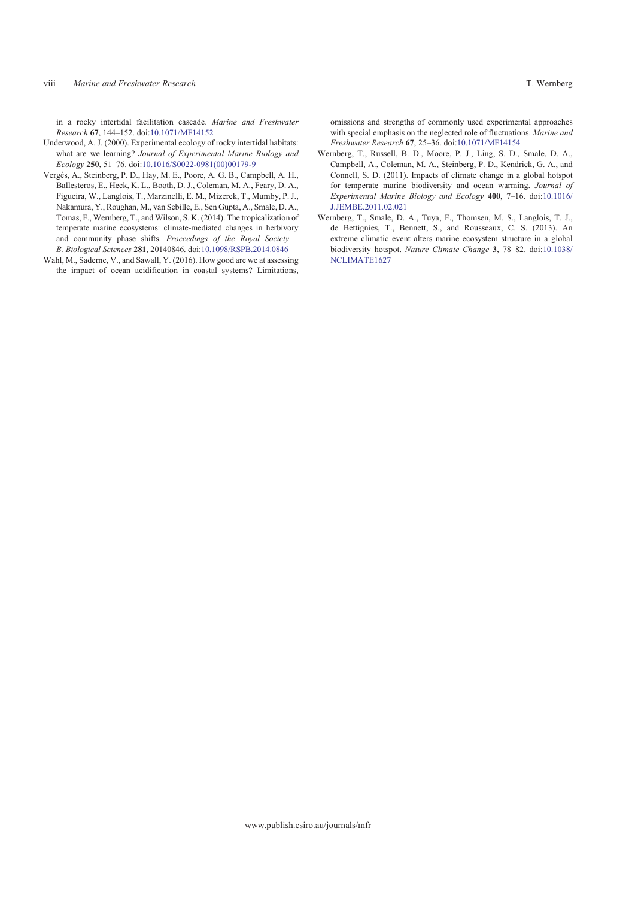in a rocky intertidal facilitation cascade. *Marine and Freshwater Research* **67**, 144–152. doi:10.1071/MF14152

Underwood, A. J. (2000). Experimental ecology of rocky intertidal habitats: what are we learning? *Journal of Experimental Marine Biology and Ecology* **250**, 51–76. doi:10.1016/S0022-0981(00)00179-9

Vergés, A., Steinberg, P. D., Hay, M. E., Poore, A. G. B., Campbell, A. H., Ballesteros, E., Heck, K. L., Booth, D. J., Coleman, M. A., Feary, D. A., Figueira, W., Langlois, T., Marzinelli, E. M., Mizerek, T., Mumby, P. J., Nakamura, Y., Roughan, M., van Sebille, E., Sen Gupta, A., Smale, D. A., Tomas, F., Wernberg, T., and Wilson, S. K. (2014). The tropicalization of temperate marine ecosystems: climate-mediated changes in herbivory and community phase shifts. *Proceedings of the Royal Society – B. Biological Sciences* **281**, 20140846. doi:10.1098/RSPB.2014.0846

Wahl, M., Saderne, V., and Sawall, Y. (2016). How good are we at assessing the impact of ocean acidification in coastal systems? Limitations, omissions and strengths of commonly used experimental approaches with special emphasis on the neglected role of fluctuations. *Marine and Freshwater Research* **67**, 25–36. doi:10.1071/MF14154

Wernberg, T., Russell, B. D., Moore, P. J., Ling, S. D., Smale, D. A., Campbell, A., Coleman, M. A., Steinberg, P. D., Kendrick, G. A., and Connell, S. D. (2011). Impacts of climate change in a global hotspot for temperate marine biodiversity and ocean warming. *Journal of Experimental Marine Biology and Ecology* **400**, 7–16. doi:10.1016/J.JEMBE.2011.02.021

Wernberg, T., Smale, D. A., Tuya, F., Thomsen, M. S., Langlois, T. J., de Bettignies, T., Bennett, S., and Rousseaux, C. S. (2013). An extreme climatic event alters marine ecosystem structure in a global biodiversity hotspot. *Nature Climate Change* **3**, 78–82. doi:10.1038/NCLIMATE1627